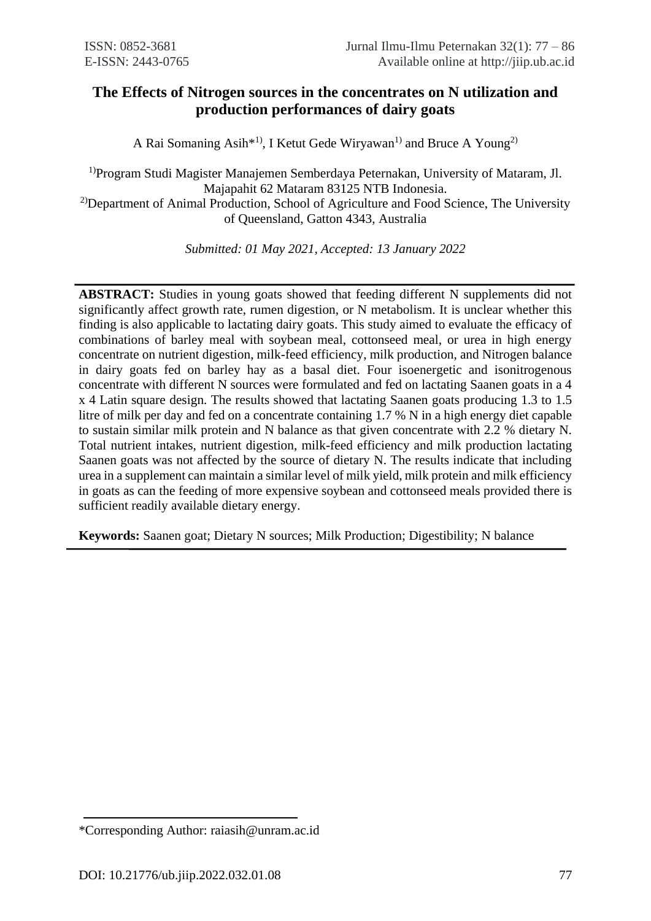# The Effects of Nitrogen sources in the concentrates on N utilization and production performances of dairy goats

A Rai Somaning Asih*[1], I Ketut Gede Wiryawan[1] and Bruce A Young[2]

[1]Program Studi Magister Manajemen Semberdaya Peternakan, University of Mataram, Jl. Majapahit 62 Mataram 83125 NTB Indonesia.
[2]Department of Animal Production, School of Agriculture and Food Science, The University of Queensland, Gatton 4343, Australia

*Submitted: 01 May 2021, Accepted: 13 January 2022*

**ABSTRACT:** Studies in young goats showed that feeding different N supplements did not significantly affect growth rate, rumen digestion, or N metabolism. It is unclear whether this finding is also applicable to lactating dairy goats. This study aimed to evaluate the efficacy of combinations of barley meal with soybean meal, cottonseed meal, or urea in high energy concentrate on nutrient digestion, milk-feed efficiency, milk production, and Nitrogen balance in dairy goats fed on barley hay as a basal diet. Four isoenergetic and isonitrogenous concentrate with different N sources were formulated and fed on lactating Saanen goats in a 4 x 4 Latin square design. The results showed that lactating Saanen goats producing 1.3 to 1.5 litre of milk per day and fed on a concentrate containing 1.7 % N in a high energy diet capable to sustain similar milk protein and N balance as that given concentrate with 2.2 % dietary N. Total nutrient intakes, nutrient digestion, milk-feed efficiency and milk production lactating Saanen goats was not affected by the source of dietary N. The results indicate that including urea in a supplement can maintain a similar level of milk yield, milk protein and milk efficiency in goats as can the feeding of more expensive soybean and cottonseed meals provided there is sufficient readily available dietary energy.

**Keywords:** Saanen goat; Dietary N sources; Milk Production; Digestibility; N balance

*Corresponding Author: raiasih@unram.ac.id

DOI: 10.21776/ub.jiip.2022.032.01.08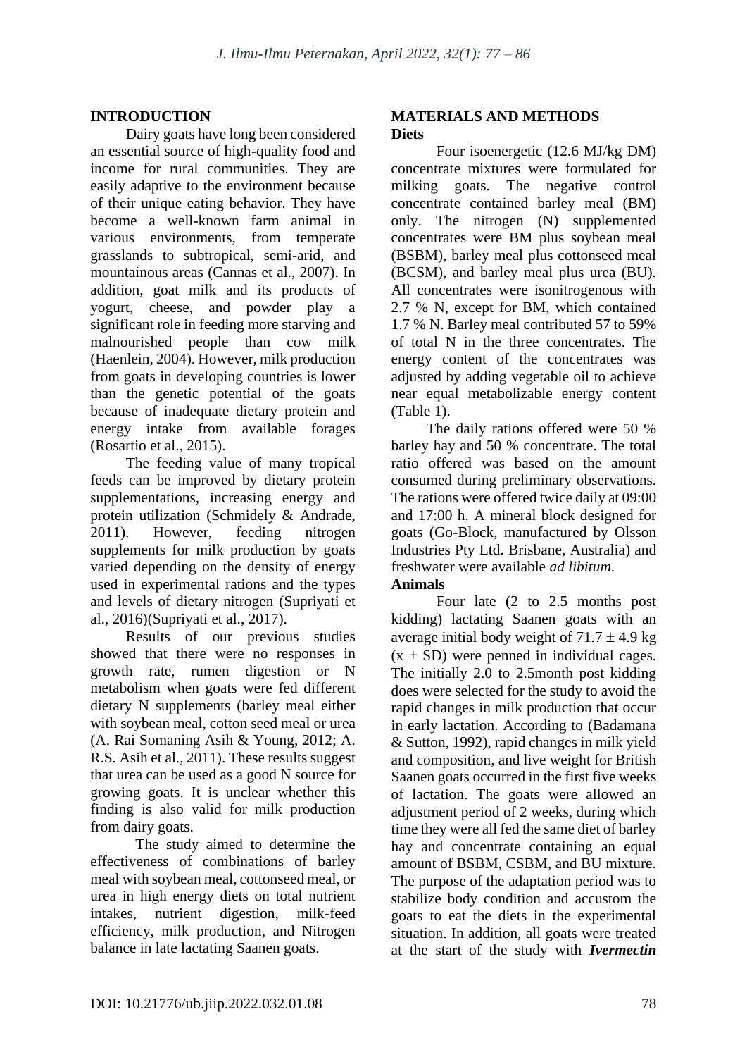## INTRODUCTION

Dairy goats have long been considered an essential source of high-quality food and income for rural communities. They are easily adaptive to the environment because of their unique eating behavior. They have become a well-known farm animal in various environments, from temperate grasslands to subtropical, semi-arid, and mountainous areas (Cannas et al., 2007). In addition, goat milk and its products of yogurt, cheese, and powder play a significant role in feeding more starving and malnourished people than cow milk (Haenlein, 2004). However, milk production from goats in developing countries is lower than the genetic potential of the goats because of inadequate dietary protein and energy intake from available forages (Rosartio et al., 2015).

The feeding value of many tropical feeds can be improved by dietary protein supplementations, increasing energy and protein utilization (Schmidely & Andrade, 2011). However, feeding nitrogen supplements for milk production by goats varied depending on the density of energy used in experimental rations and the types and levels of dietary nitrogen (Supriyati et al., 2016)(Supriyati et al., 2017).

Results of our previous studies showed that there were no responses in growth rate, rumen digestion or N metabolism when goats were fed different dietary N supplements (barley meal either with soybean meal, cotton seed meal or urea (A. Rai Somaning Asih & Young, 2012; A. R.S. Asih et al., 2011). These results suggest that urea can be used as a good N source for growing goats. It is unclear whether this finding is also valid for milk production from dairy goats.

The study aimed to determine the effectiveness of combinations of barley meal with soybean meal, cottonseed meal, or urea in high energy diets on total nutrient intakes, nutrient digestion, milk-feed efficiency, milk production, and Nitrogen balance in late lactating Saanen goats.

## MATERIALS AND METHODS

### Diets

Four isoenergetic (12.6 MJ/kg DM) concentrate mixtures were formulated for milking goats. The negative control concentrate contained barley meal (BM) only. The nitrogen (N) supplemented concentrates were BM plus soybean meal (BSBM), barley meal plus cottonseed meal (BCSM), and barley meal plus urea (BU). All concentrates were isonitrogenous with 2.7 % N, except for BM, which contained 1.7 % N. Barley meal contributed 57 to 59% of total N in the three concentrates. The energy content of the concentrates was adjusted by adding vegetable oil to achieve near equal metabolizable energy content (Table 1).

The daily rations offered were 50 % barley hay and 50 % concentrate. The total ratio offered was based on the amount consumed during preliminary observations. The rations were offered twice daily at 09:00 and 17:00 h. A mineral block designed for goats (Go-Block, manufactured by Olsson Industries Pty Ltd. Brisbane, Australia) and freshwater were available *ad libitum*.

### Animals

Four late (2 to 2.5 months post kidding) lactating Saanen goats with an average initial body weight of 71.7 ± 4.9 kg (x ± SD) were penned in individual cages. The initially 2.0 to 2.5month post kidding does were selected for the study to avoid the rapid changes in milk production that occur in early lactation. According to (Badamana & Sutton, 1992), rapid changes in milk yield and composition, and live weight for British Saanen goats occurred in the first five weeks of lactation. The goats were allowed an adjustment period of 2 weeks, during which time they were all fed the same diet of barley hay and concentrate containing an equal amount of BSBM, CSBM, and BU mixture. The purpose of the adaptation period was to stabilize body condition and accustom the goats to eat the diets in the experimental situation. In addition, all goats were treated at the start of the study with ***Ivermectin***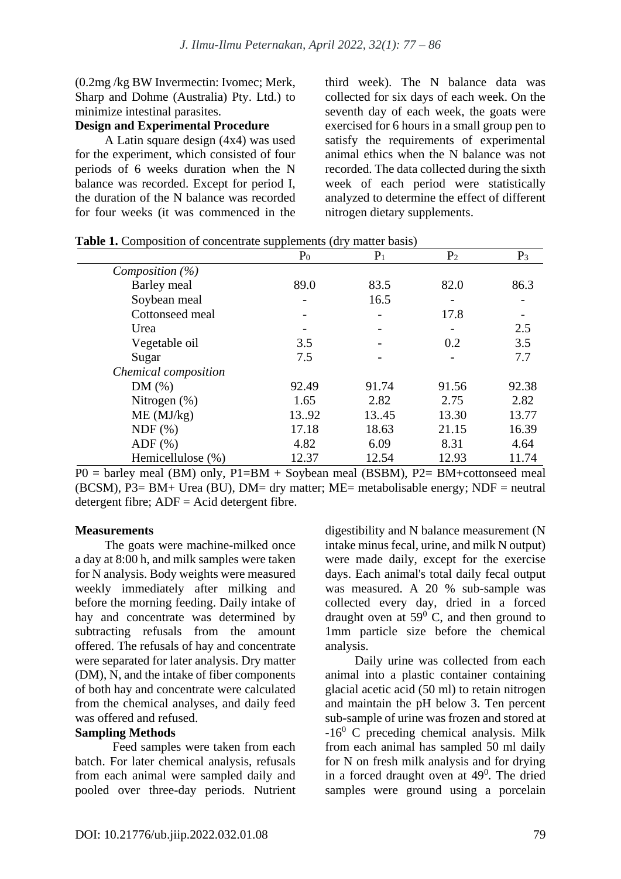(0.2mg /kg BW Invermectin: Ivomec; Merk, Sharp and Dohme (Australia) Pty. Ltd.) to minimize intestinal parasites.

**Design and Experimental Procedure**

A Latin square design (4x4) was used for the experiment, which consisted of four periods of 6 weeks duration when the N balance was recorded. Except for period I, the duration of the N balance was recorded for four weeks (it was commenced in the third week). The N balance data was collected for six days of each week. On the seventh day of each week, the goats were exercised for 6 hours in a small group pen to satisfy the requirements of experimental animal ethics when the N balance was not recorded. The data collected during the sixth week of each period were statistically analyzed to determine the effect of different nitrogen dietary supplements.

**Table 1.** Composition of concentrate supplements (dry matter basis)

| | $P_0$ | $P_1$ | $P_2$ | $P_3$ |
|---|---|---|---|---|
| *Composition (%)* | | | | |
| Barley meal | 89.0 | 83.5 | 82.0 | 86.3 |
| Soybean meal | - | 16.5 | - | - |
| Cottonseed meal | - | - | 17.8 | - |
| Urea | - | - | - | 2.5 |
| Vegetable oil | 3.5 | - | 0.2 | 3.5 |
| Sugar | 7.5 | - | - | 7.7 |
| *Chemical composition* | | | | |
| DM (%) | 92.49 | 91.74 | 91.56 | 92.38 |
| Nitrogen (%) | 1.65 | 2.82 | 2.75 | 2.82 |
| ME (MJ/kg) | 13..92 | 13..45 | 13.30 | 13.77 |
| NDF (%) | 17.18 | 18.63 | 21.15 | 16.39 |
| ADF (%) | 4.82 | 6.09 | 8.31 | 4.64 |
| Hemicellulose (%) | 12.37 | 12.54 | 12.93 | 11.74 |

P0 = barley meal (BM) only, P1=BM + Soybean meal (BSBM), P2= BM+cottonseed meal (BCSM), P3= BM+ Urea (BU), DM= dry matter; ME= metabolisable energy; NDF = neutral detergent fibre; ADF = Acid detergent fibre.

**Measurements**

The goats were machine-milked once a day at 8:00 h, and milk samples were taken for N analysis. Body weights were measured weekly immediately after milking and before the morning feeding. Daily intake of hay and concentrate was determined by subtracting refusals from the amount offered. The refusals of hay and concentrate were separated for later analysis. Dry matter (DM), N, and the intake of fiber components of both hay and concentrate were calculated from the chemical analyses, and daily feed was offered and refused.

**Sampling Methods**

Feed samples were taken from each batch. For later chemical analysis, refusals from each animal were sampled daily and pooled over three-day periods. Nutrient digestibility and N balance measurement (N intake minus fecal, urine, and milk N output) were made daily, except for the exercise days. Each animal's total daily fecal output was measured. A 20 % sub-sample was collected every day, dried in a forced draught oven at $59^0$ C, and then ground to 1mm particle size before the chemical analysis.

Daily urine was collected from each animal into a plastic container containing glacial acetic acid (50 ml) to retain nitrogen and maintain the pH below 3. Ten percent sub-sample of urine was frozen and stored at $-16^0$ C preceding chemical analysis. Milk from each animal has sampled 50 ml daily for N on fresh milk analysis and for drying in a forced draught oven at $49^0$. The dried samples were ground using a porcelain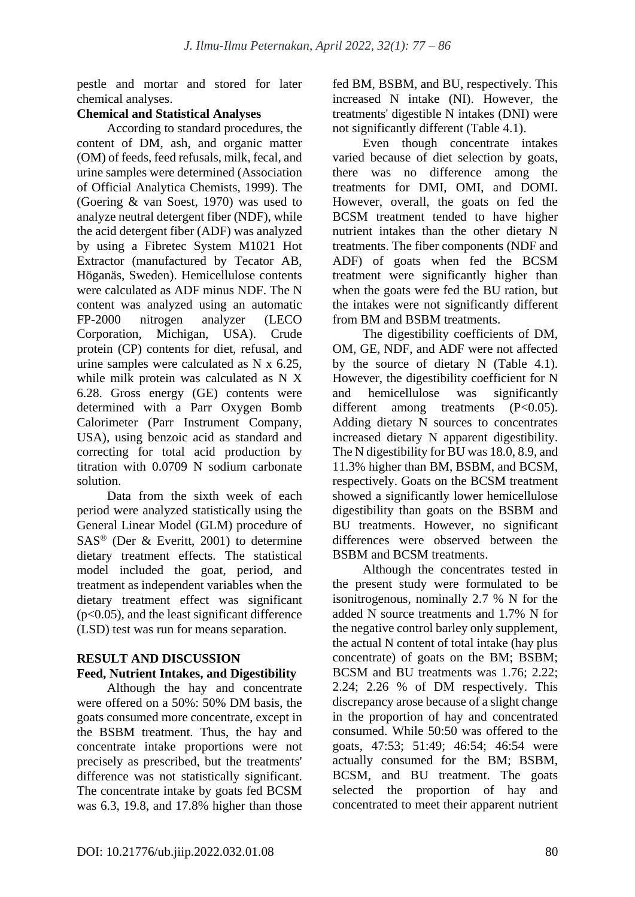pestle and mortar and stored for later chemical analyses.

**Chemical and Statistical Analyses**

According to standard procedures, the content of DM, ash, and organic matter (OM) of feeds, feed refusals, milk, fecal, and urine samples were determined (Association of Official Analytica Chemists, 1999). The (Goering & van Soest, 1970) was used to analyze neutral detergent fiber (NDF), while the acid detergent fiber (ADF) was analyzed by using a Fibretec System M1021 Hot Extractor (manufactured by Tecator AB, Höganäs, Sweden). Hemicellulose contents were calculated as ADF minus NDF. The N content was analyzed using an automatic FP-2000 nitrogen analyzer (LECO Corporation, Michigan, USA). Crude protein (CP) contents for diet, refusal, and urine samples were calculated as N x 6.25, while milk protein was calculated as N X 6.28. Gross energy (GE) contents were determined with a Parr Oxygen Bomb Calorimeter (Parr Instrument Company, USA), using benzoic acid as standard and correcting for total acid production by titration with 0.0709 N sodium carbonate solution.

Data from the sixth week of each period were analyzed statistically using the General Linear Model (GLM) procedure of SAS® (Der & Everitt, 2001) to determine dietary treatment effects. The statistical model included the goat, period, and treatment as independent variables when the dietary treatment effect was significant ($p<0.05$), and the least significant difference (LSD) test was run for means separation.

## RESULT AND DISCUSSION

**Feed, Nutrient Intakes, and Digestibility**

Although the hay and concentrate were offered on a 50%: 50% DM basis, the goats consumed more concentrate, except in the BSBM treatment. Thus, the hay and concentrate intake proportions were not precisely as prescribed, but the treatments' difference was not statistically significant. The concentrate intake by goats fed BCSM was 6.3, 19.8, and 17.8% higher than those fed BM, BSBM, and BU, respectively. This increased N intake (NI). However, the treatments' digestible N intakes (DNI) were not significantly different (Table 4.1).

Even though concentrate intakes varied because of diet selection by goats, there was no difference among the treatments for DMI, OMI, and DOMI. However, overall, the goats on fed the BCSM treatment tended to have higher nutrient intakes than the other dietary N treatments. The fiber components (NDF and ADF) of goats when fed the BCSM treatment were significantly higher than when the goats were fed the BU ration, but the intakes were not significantly different from BM and BSBM treatments.

The digestibility coefficients of DM, OM, GE, NDF, and ADF were not affected by the source of dietary N (Table 4.1). However, the digestibility coefficient for N and hemicellulose was significantly different among treatments ($P<0.05$). Adding dietary N sources to concentrates increased dietary N apparent digestibility. The N digestibility for BU was 18.0, 8.9, and 11.3% higher than BM, BSBM, and BCSM, respectively. Goats on the BCSM treatment showed a significantly lower hemicellulose digestibility than goats on the BSBM and BU treatments. However, no significant differences were observed between the BSBM and BCSM treatments.

Although the concentrates tested in the present study were formulated to be isonitrogenous, nominally 2.7 % N for the added N source treatments and 1.7% N for the negative control barley only supplement, the actual N content of total intake (hay plus concentrate) of goats on the BM; BSBM; BCSM and BU treatments was 1.76; 2.22; 2.24; 2.26 % of DM respectively. This discrepancy arose because of a slight change in the proportion of hay and concentrated consumed. While 50:50 was offered to the goats, 47:53; 51:49; 46:54; 46:54 were actually consumed for the BM; BSBM, BCSM, and BU treatment. The goats selected the proportion of hay and concentrated to meet their apparent nutrient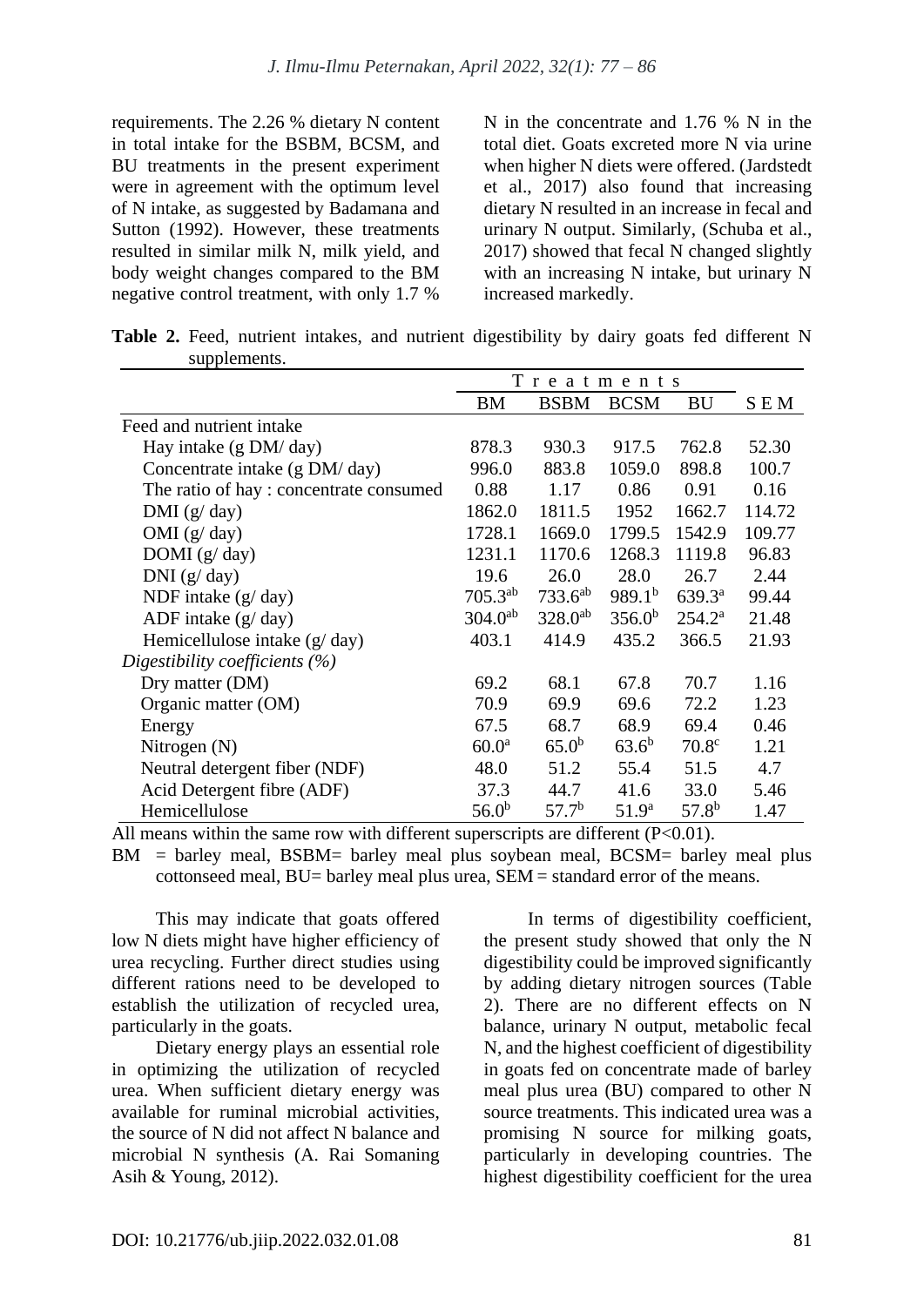requirements. The 2.26 % dietary N content in total intake for the BSBM, BCSM, and BU treatments in the present experiment were in agreement with the optimum level of N intake, as suggested by Badamana and Sutton (1992). However, these treatments resulted in similar milk N, milk yield, and body weight changes compared to the BM negative control treatment, with only 1.7 % N in the concentrate and 1.76 % N in the total diet. Goats excreted more N via urine when higher N diets were offered. (Jardstedt et al., 2017) also found that increasing dietary N resulted in an increase in fecal and urinary N output. Similarly, (Schuba et al., 2017) showed that fecal N changed slightly with an increasing N intake, but urinary N increased markedly.

**Table 2.** Feed, nutrient intakes, and nutrient digestibility by dairy goats fed different N supplements.

| | Treatments | | | | |
|---|---|---|---|---|---|
| | BM | BSBM | BCSM | BU | SEM |
| Feed and nutrient intake | | | | | |
| Hay intake (g DM/ day) | 878.3 | 930.3 | 917.5 | 762.8 | 52.30 |
| Concentrate intake (g DM/ day) | 996.0 | 883.8 | 1059.0 | 898.8 | 100.7 |
| The ratio of hay : concentrate consumed | 0.88 | 1.17 | 0.86 | 0.91 | 0.16 |
| DMI (g/ day) | 1862.0 | 1811.5 | 1952 | 1662.7 | 114.72 |
| OMI (g/ day) | 1728.1 | 1669.0 | 1799.5 | 1542.9 | 109.77 |
| DOMI (g/ day) | 1231.1 | 1170.6 | 1268.3 | 1119.8 | 96.83 |
| DNI (g/ day) | 19.6 | 26.0 | 28.0 | 26.7 | 2.44 |
| NDF intake (g/ day) | 705.3[ab] | 733.6[ab] | 989.1[b] | 639.3[a] | 99.44 |
| ADF intake (g/ day) | 304.0[ab] | 328.0[ab] | 356.0[b] | 254.2[a] | 21.48 |
| Hemicellulose intake (g/ day) | 403.1 | 414.9 | 435.2 | 366.5 | 21.93 |
| *Digestibility coefficients (%)* | | | | | |
| Dry matter (DM) | 69.2 | 68.1 | 67.8 | 70.7 | 1.16 |
| Organic matter (OM) | 70.9 | 69.9 | 69.6 | 72.2 | 1.23 |
| Energy | 67.5 | 68.7 | 68.9 | 69.4 | 0.46 |
| Nitrogen (N) | 60.0[a] | 65.0[b] | 63.6[b] | 70.8[c] | 1.21 |
| Neutral detergent fiber (NDF) | 48.0 | 51.2 | 55.4 | 51.5 | 4.7 |
| Acid Detergent fibre (ADF) | 37.3 | 44.7 | 41.6 | 33.0 | 5.46 |
| Hemicellulose | 56.0[b] | 57.7[b] | 51.9[a] | 57.8[b] | 1.47 |

All means within the same row with different superscripts are different ($P<0.01$).

BM = barley meal, BSBM= barley meal plus soybean meal, BCSM= barley meal plus cottonseed meal, BU= barley meal plus urea, SEM = standard error of the means.

This may indicate that goats offered low N diets might have higher efficiency of urea recycling. Further direct studies using different rations need to be developed to establish the utilization of recycled urea, particularly in the goats.

Dietary energy plays an essential role in optimizing the utilization of recycled urea. When sufficient dietary energy was available for ruminal microbial activities, the source of N did not affect N balance and microbial N synthesis (A. Rai Somaning Asih & Young, 2012).

In terms of digestibility coefficient, the present study showed that only the N digestibility could be improved significantly by adding dietary nitrogen sources (Table 2). There are no different effects on N balance, urinary N output, metabolic fecal N, and the highest coefficient of digestibility in goats fed on concentrate made of barley meal plus urea (BU) compared to other N source treatments. This indicated urea was a promising N source for milking goats, particularly in developing countries. The highest digestibility coefficient for the urea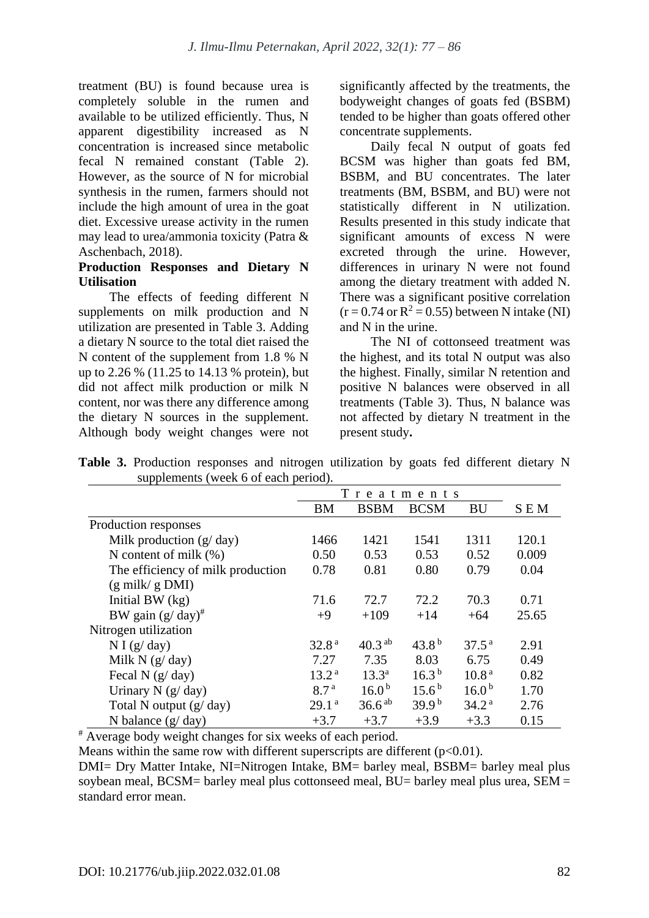treatment (BU) is found because urea is completely soluble in the rumen and available to be utilized efficiently. Thus, N apparent digestibility increased as N concentration is increased since metabolic fecal N remained constant (Table 2). However, as the source of N for microbial synthesis in the rumen, farmers should not include the high amount of urea in the goat diet. Excessive urease activity in the rumen may lead to urea/ammonia toxicity (Patra & Aschenbach, 2018).

**Production Responses and Dietary N Utilisation**

The effects of feeding different N supplements on milk production and N utilization are presented in Table 3. Adding a dietary N source to the total diet raised the N content of the supplement from 1.8 % N up to 2.26 % (11.25 to 14.13 % protein), but did not affect milk production or milk N content, nor was there any difference among the dietary N sources in the supplement. Although body weight changes were not significantly affected by the treatments, the bodyweight changes of goats fed (BSBM) tended to be higher than goats offered other concentrate supplements.

Daily fecal N output of goats fed BCSM was higher than goats fed BM, BSBM, and BU concentrates. The later treatments (BM, BSBM, and BU) were not statistically different in N utilization. Results presented in this study indicate that significant amounts of excess N were excreted through the urine. However, differences in urinary N were not found among the dietary treatment with added N. There was a significant positive correlation ($r = 0.74$ or $R^2 = 0.55$) between N intake (NI) and N in the urine.

The NI of cottonseed treatment was the highest, and its total N output was also the highest. Finally, similar N retention and positive N balances were observed in all treatments (Table 3). Thus, N balance was not affected by dietary N treatment in the present study**.**

**Table 3.** Production responses and nitrogen utilization by goats fed different dietary N supplements (week 6 of each period).

| | Treatments | | | | |
|---|---|---|---|---|---|
| | BM | BSBM | BCSM | BU | SEM |
| Production responses | | | | | |
| Milk production (g/ day) | 1466 | 1421 | 1541 | 1311 | 120.1 |
| N content of milk (%) | 0.50 | 0.53 | 0.53 | 0.52 | 0.009 |
| The efficiency of milk production (g milk/ g DMI) | 0.78 | 0.81 | 0.80 | 0.79 | 0.04 |
| Initial BW (kg) | 71.6 | 72.7 | 72.2 | 70.3 | 0.71 |
| BW gain (g/ day)[#] | +9 | +109 | +14 | +64 | 25.65 |
| Nitrogen utilization | | | | | |
| N I (g/ day) | 32.8[a] | 40.3[ab] | 43.8[b] | 37.5[a] | 2.91 |
| Milk N (g/ day) | 7.27 | 7.35 | 8.03 | 6.75 | 0.49 |
| Fecal N (g/ day) | 13.2[a] | 13.3[a] | 16.3[b] | 10.8[a] | 0.82 |
| Urinary N (g/ day) | 8.7[a] | 16.0[b] | 15.6[b] | 16.0[b] | 1.70 |
| Total N output (g/ day) | 29.1[a] | 36.6[ab] | 39.9[b] | 34.2[a] | 2.76 |
| N balance (g/ day) | +3.7 | +3.7 | +3.9 | +3.3 | 0.15 |

[#] Average body weight changes for six weeks of each period.

Means within the same row with different superscripts are different ($p<0.01$).

DMI= Dry Matter Intake, NI=Nitrogen Intake, BM= barley meal, BSBM= barley meal plus soybean meal, BCSM= barley meal plus cottonseed meal, BU= barley meal plus urea, SEM = standard error mean.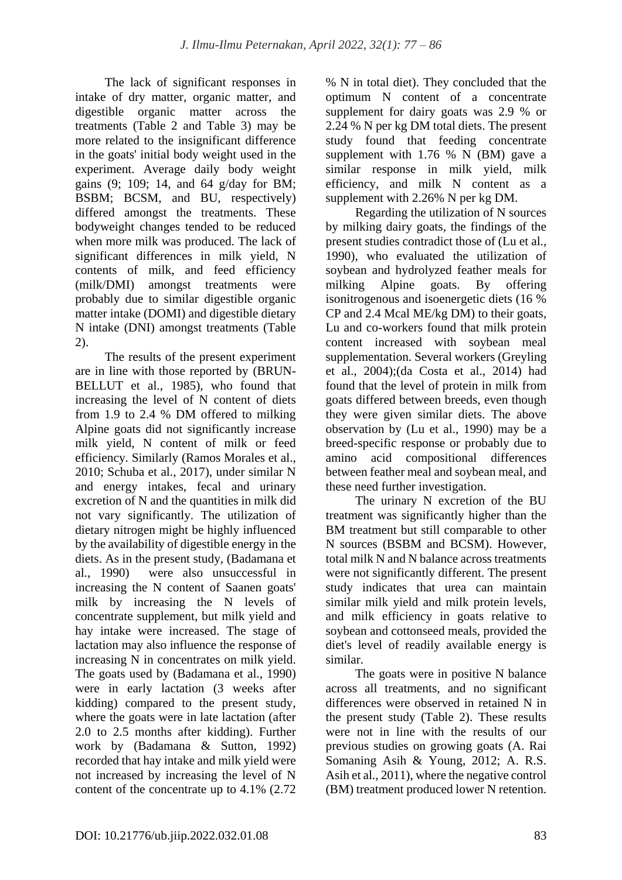The lack of significant responses in intake of dry matter, organic matter, and digestible organic matter across the treatments (Table 2 and Table 3) may be more related to the insignificant difference in the goats' initial body weight used in the experiment. Average daily body weight gains (9; 109; 14, and 64 g/day for BM; BSBM; BCSM, and BU, respectively) differed amongst the treatments. These bodyweight changes tended to be reduced when more milk was produced. The lack of significant differences in milk yield, N contents of milk, and feed efficiency (milk/DMI) amongst treatments were probably due to similar digestible organic matter intake (DOMI) and digestible dietary N intake (DNI) amongst treatments (Table 2).

The results of the present experiment are in line with those reported by (BRUN-BELLUT et al., 1985), who found that increasing the level of N content of diets from 1.9 to 2.4 % DM offered to milking Alpine goats did not significantly increase milk yield, N content of milk or feed efficiency. Similarly (Ramos Morales et al., 2010; Schuba et al., 2017), under similar N and energy intakes, fecal and urinary excretion of N and the quantities in milk did not vary significantly. The utilization of dietary nitrogen might be highly influenced by the availability of digestible energy in the diets. As in the present study, (Badamana et al., 1990) were also unsuccessful in increasing the N content of Saanen goats' milk by increasing the N levels of concentrate supplement, but milk yield and hay intake were increased. The stage of lactation may also influence the response of increasing N in concentrates on milk yield. The goats used by (Badamana et al., 1990) were in early lactation (3 weeks after kidding) compared to the present study, where the goats were in late lactation (after 2.0 to 2.5 months after kidding). Further work by (Badamana & Sutton, 1992) recorded that hay intake and milk yield were not increased by increasing the level of N content of the concentrate up to 4.1% (2.72 % N in total diet). They concluded that the optimum N content of a concentrate supplement for dairy goats was 2.9 % or 2.24 % N per kg DM total diets. The present study found that feeding concentrate supplement with 1.76 % N (BM) gave a similar response in milk yield, milk efficiency, and milk N content as a supplement with 2.26% N per kg DM.

Regarding the utilization of N sources by milking dairy goats, the findings of the present studies contradict those of (Lu et al., 1990), who evaluated the utilization of soybean and hydrolyzed feather meals for milking Alpine goats. By offering isonitrogenous and isoenergetic diets (16 % CP and 2.4 Mcal ME/kg DM) to their goats, Lu and co-workers found that milk protein content increased with soybean meal supplementation. Several workers (Greyling et al., 2004);(da Costa et al., 2014) had found that the level of protein in milk from goats differed between breeds, even though they were given similar diets. The above observation by (Lu et al., 1990) may be a breed-specific response or probably due to amino acid compositional differences between feather meal and soybean meal, and these need further investigation.

The urinary N excretion of the BU treatment was significantly higher than the BM treatment but still comparable to other N sources (BSBM and BCSM). However, total milk N and N balance across treatments were not significantly different. The present study indicates that urea can maintain similar milk yield and milk protein levels, and milk efficiency in goats relative to soybean and cottonseed meals, provided the diet's level of readily available energy is similar.

The goats were in positive N balance across all treatments, and no significant differences were observed in retained N in the present study (Table 2). These results were not in line with the results of our previous studies on growing goats (A. Rai Somaning Asih & Young, 2012; A. R.S. Asih et al., 2011), where the negative control (BM) treatment produced lower N retention.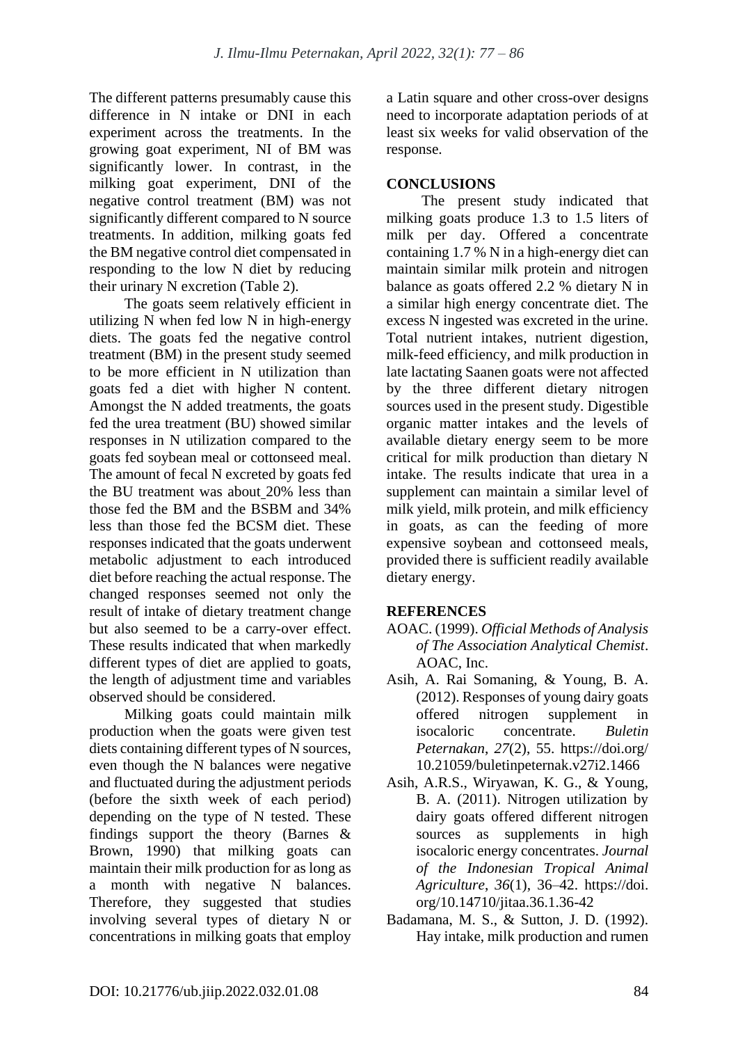The different patterns presumably cause this difference in N intake or DNI in each experiment across the treatments. In the growing goat experiment, NI of BM was significantly lower. In contrast, in the milking goat experiment, DNI of the negative control treatment (BM) was not significantly different compared to N source treatments. In addition, milking goats fed the BM negative control diet compensated in responding to the low N diet by reducing their urinary N excretion (Table 2).

The goats seem relatively efficient in utilizing N when fed low N in high-energy diets. The goats fed the negative control treatment (BM) in the present study seemed to be more efficient in N utilization than goats fed a diet with higher N content. Amongst the N added treatments, the goats fed the urea treatment (BU) showed similar responses in N utilization compared to the goats fed soybean meal or cottonseed meal. The amount of fecal N excreted by goats fed the BU treatment was about 20% less than those fed the BM and the BSBM and 34% less than those fed the BCSM diet. These responses indicated that the goats underwent metabolic adjustment to each introduced diet before reaching the actual response. The changed responses seemed not only the result of intake of dietary treatment change but also seemed to be a carry-over effect. These results indicated that when markedly different types of diet are applied to goats, the length of adjustment time and variables observed should be considered.

Milking goats could maintain milk production when the goats were given test diets containing different types of N sources, even though the N balances were negative and fluctuated during the adjustment periods (before the sixth week of each period) depending on the type of N tested. These findings support the theory (Barnes & Brown, 1990) that milking goats can maintain their milk production for as long as a month with negative N balances. Therefore, they suggested that studies involving several types of dietary N or concentrations in milking goats that employ a Latin square and other cross-over designs need to incorporate adaptation periods of at least six weeks for valid observation of the response.

## CONCLUSIONS

The present study indicated that milking goats produce 1.3 to 1.5 liters of milk per day. Offered a concentrate containing 1.7 % N in a high-energy diet can maintain similar milk protein and nitrogen balance as goats offered 2.2 % dietary N in a similar high energy concentrate diet. The excess N ingested was excreted in the urine. Total nutrient intakes, nutrient digestion, milk-feed efficiency, and milk production in late lactating Saanen goats were not affected by the three different dietary nitrogen sources used in the present study. Digestible organic matter intakes and the levels of available dietary energy seem to be more critical for milk production than dietary N intake. The results indicate that urea in a supplement can maintain a similar level of milk yield, milk protein, and milk efficiency in goats, as can the feeding of more expensive soybean and cottonseed meals, provided there is sufficient readily available dietary energy.

## REFERENCES

AOAC. (1999). *Official Methods of Analysis of The Association Analytical Chemist*. AOAC, Inc.

Asih, A. Rai Somaning, & Young, B. A. (2012). Responses of young dairy goats offered nitrogen supplement in isocaloric concentrate. *Buletin Peternakan*, *27*(2), 55. https://doi.org/10.21059/buletinpeternak.v27i2.1466

Asih, A.R.S., Wiryawan, K. G., & Young, B. A. (2011). Nitrogen utilization by dairy goats offered different nitrogen sources as supplements in high isocaloric energy concentrates. *Journal of the Indonesian Tropical Animal Agriculture*, *36*(1), 36–42. https://doi.org/10.14710/jitaa.36.1.36-42

Badamana, M. S., & Sutton, J. D. (1992). Hay intake, milk production and rumen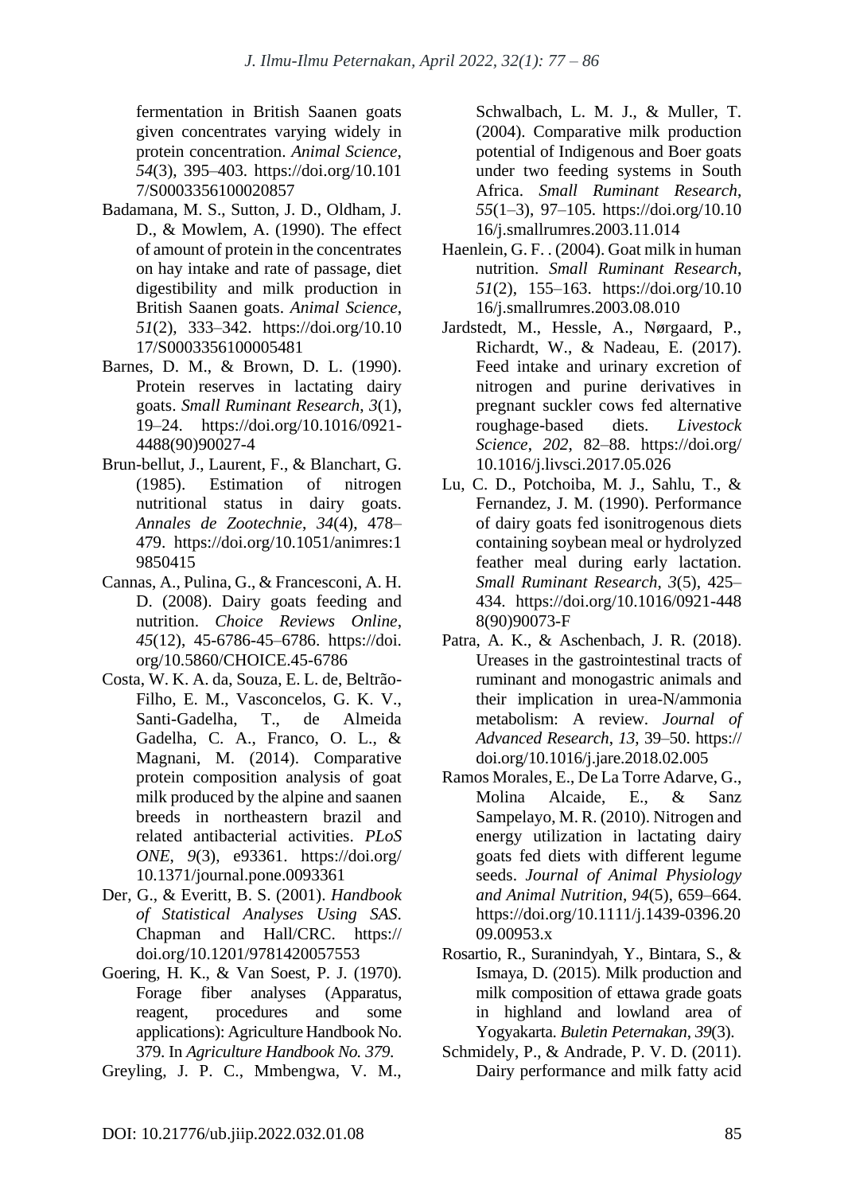fermentation in British Saanen goats given concentrates varying widely in protein concentration. *Animal Science*, *54*(3), 395–403. https://doi.org/10.1017/S0003356100020857

Badamana, M. S., Sutton, J. D., Oldham, J. D., & Mowlem, A. (1990). The effect of amount of protein in the concentrates on hay intake and rate of passage, diet digestibility and milk production in British Saanen goats. *Animal Science*, *51*(2), 333–342. https://doi.org/10.1017/S0003356100005481

Barnes, D. M., & Brown, D. L. (1990). Protein reserves in lactating dairy goats. *Small Ruminant Research*, *3*(1), 19–24. https://doi.org/10.1016/0921-4488(90)90027-4

Brun-bellut, J., Laurent, F., & Blanchart, G. (1985). Estimation of nitrogen nutritional status in dairy goats. *Annales de Zootechnie*, *34*(4), 478–479. https://doi.org/10.1051/animres:19850415

Cannas, A., Pulina, G., & Francesconi, A. H. D. (2008). Dairy goats feeding and nutrition. *Choice Reviews Online*, *45*(12), 45-6786-45–6786. https://doi.org/10.5860/CHOICE.45-6786

Costa, W. K. A. da, Souza, E. L. de, Beltrão-Filho, E. M., Vasconcelos, G. K. V., Santi-Gadelha, T., de Almeida Gadelha, C. A., Franco, O. L., & Magnani, M. (2014). Comparative protein composition analysis of goat milk produced by the alpine and saanen breeds in northeastern brazil and related antibacterial activities. *PLoS ONE*, *9*(3), e93361. https://doi.org/10.1371/journal.pone.0093361

Der, G., & Everitt, B. S. (2001). *Handbook of Statistical Analyses Using SAS*. Chapman and Hall/CRC. https://doi.org/10.1201/9781420057553

Goering, H. K., & Van Soest, P. J. (1970). Forage fiber analyses (Apparatus, reagent, procedures and some applications): Agriculture Handbook No. 379. In *Agriculture Handbook No. 379*.

Greyling, J. P. C., Mmbengwa, V. M., Schwalbach, L. M. J., & Muller, T. (2004). Comparative milk production potential of Indigenous and Boer goats under two feeding systems in South Africa. *Small Ruminant Research*, *55*(1–3), 97–105. https://doi.org/10.1016/j.smallrumres.2003.11.014

Haenlein, G. F. . (2004). Goat milk in human nutrition. *Small Ruminant Research*, *51*(2), 155–163. https://doi.org/10.1016/j.smallrumres.2003.08.010

Jardstedt, M., Hessle, A., Nørgaard, P., Richardt, W., & Nadeau, E. (2017). Feed intake and urinary excretion of nitrogen and purine derivatives in pregnant suckler cows fed alternative roughage-based diets. *Livestock Science*, *202*, 82–88. https://doi.org/10.1016/j.livsci.2017.05.026

Lu, C. D., Potchoiba, M. J., Sahlu, T., & Fernandez, J. M. (1990). Performance of dairy goats fed isonitrogenous diets containing soybean meal or hydrolyzed feather meal during early lactation. *Small Ruminant Research*, *3*(5), 425–434. https://doi.org/10.1016/0921-4488(90)90073-F

Patra, A. K., & Aschenbach, J. R. (2018). Ureases in the gastrointestinal tracts of ruminant and monogastric animals and their implication in urea-N/ammonia metabolism: A review. *Journal of Advanced Research*, *13*, 39–50. https://doi.org/10.1016/j.jare.2018.02.005

Ramos Morales, E., De La Torre Adarve, G., Molina Alcaide, E., & Sanz Sampelayo, M. R. (2010). Nitrogen and energy utilization in lactating dairy goats fed diets with different legume seeds. *Journal of Animal Physiology and Animal Nutrition*, *94*(5), 659–664. https://doi.org/10.1111/j.1439-0396.2009.00953.x

Rosartio, R., Suranindyah, Y., Bintara, S., & Ismaya, D. (2015). Milk production and milk composition of ettawa grade goats in highland and lowland area of Yogyakarta. *Buletin Peternakan*, *39*(3).

Schmidely, P., & Andrade, P. V. D. (2011). Dairy performance and milk fatty acid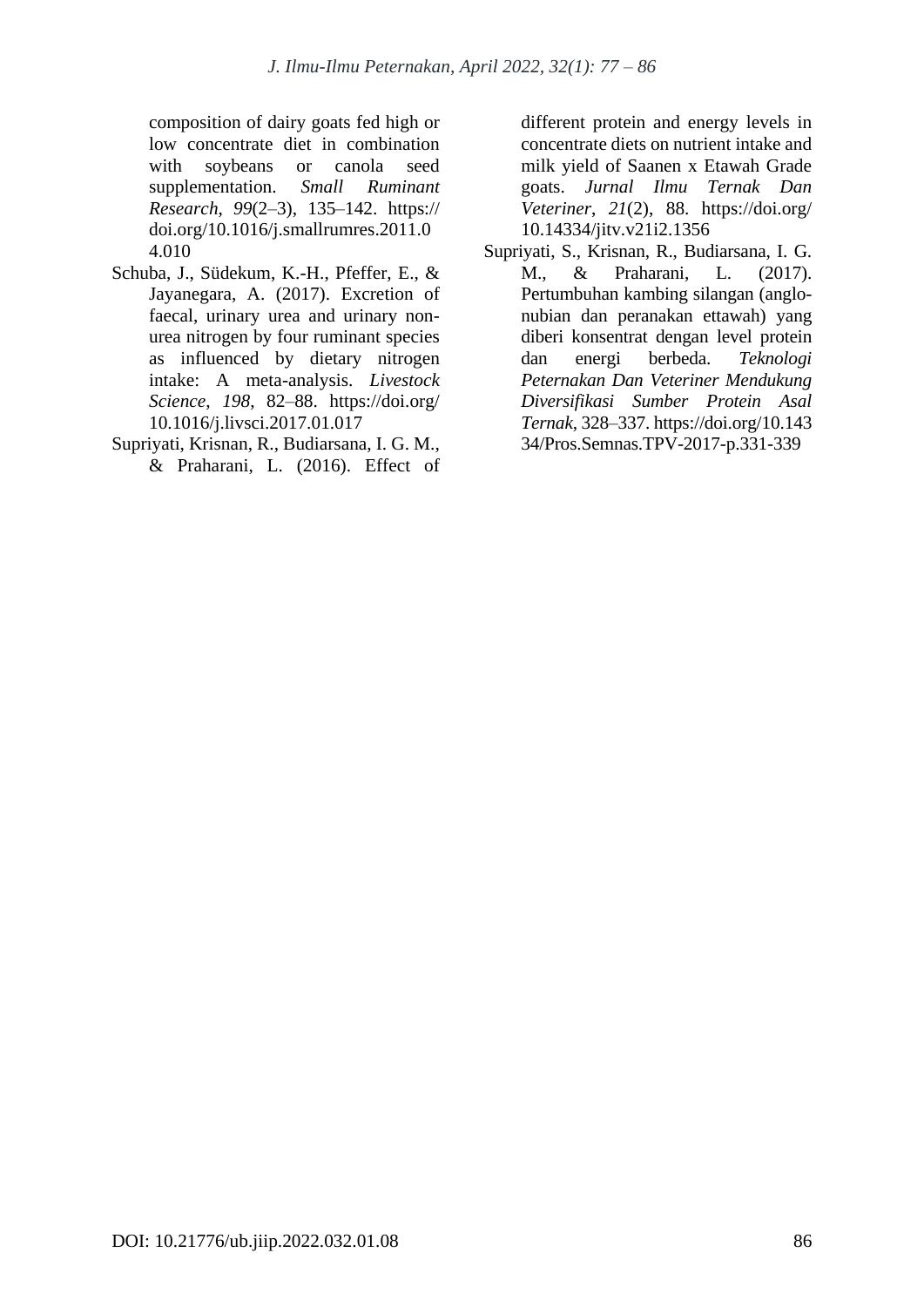composition of dairy goats fed high or low concentrate diet in combination with soybeans or canola seed supplementation. *Small Ruminant Research*, *99*(2–3), 135–142. https://doi.org/10.1016/j.smallrumres.2011.04.010

Schuba, J., Südekum, K.-H., Pfeffer, E., & Jayanegara, A. (2017). Excretion of faecal, urinary urea and urinary non-urea nitrogen by four ruminant species as influenced by dietary nitrogen intake: A meta-analysis. *Livestock Science*, *198*, 82–88. https://doi.org/10.1016/j.livsci.2017.01.017

Supriyati, Krisnan, R., Budiarsana, I. G. M., & Praharani, L. (2016). Effect of different protein and energy levels in concentrate diets on nutrient intake and milk yield of Saanen x Etawah Grade goats. *Jurnal Ilmu Ternak Dan Veteriner*, *21*(2), 88. https://doi.org/10.14334/jitv.v21i2.1356

Supriyati, S., Krisnan, R., Budiarsana, I. G. M., & Praharani, L. (2017). Pertumbuhan kambing silangan (anglo-nubian dan peranakan ettawah) yang diberi konsentrat dengan level protein dan energi berbeda. *Teknologi Peternakan Dan Veteriner Mendukung Diversifikasi Sumber Protein Asal Ternak*, 328–337. https://doi.org/10.14334/Pros.Semnas.TPV-2017-p.331-339